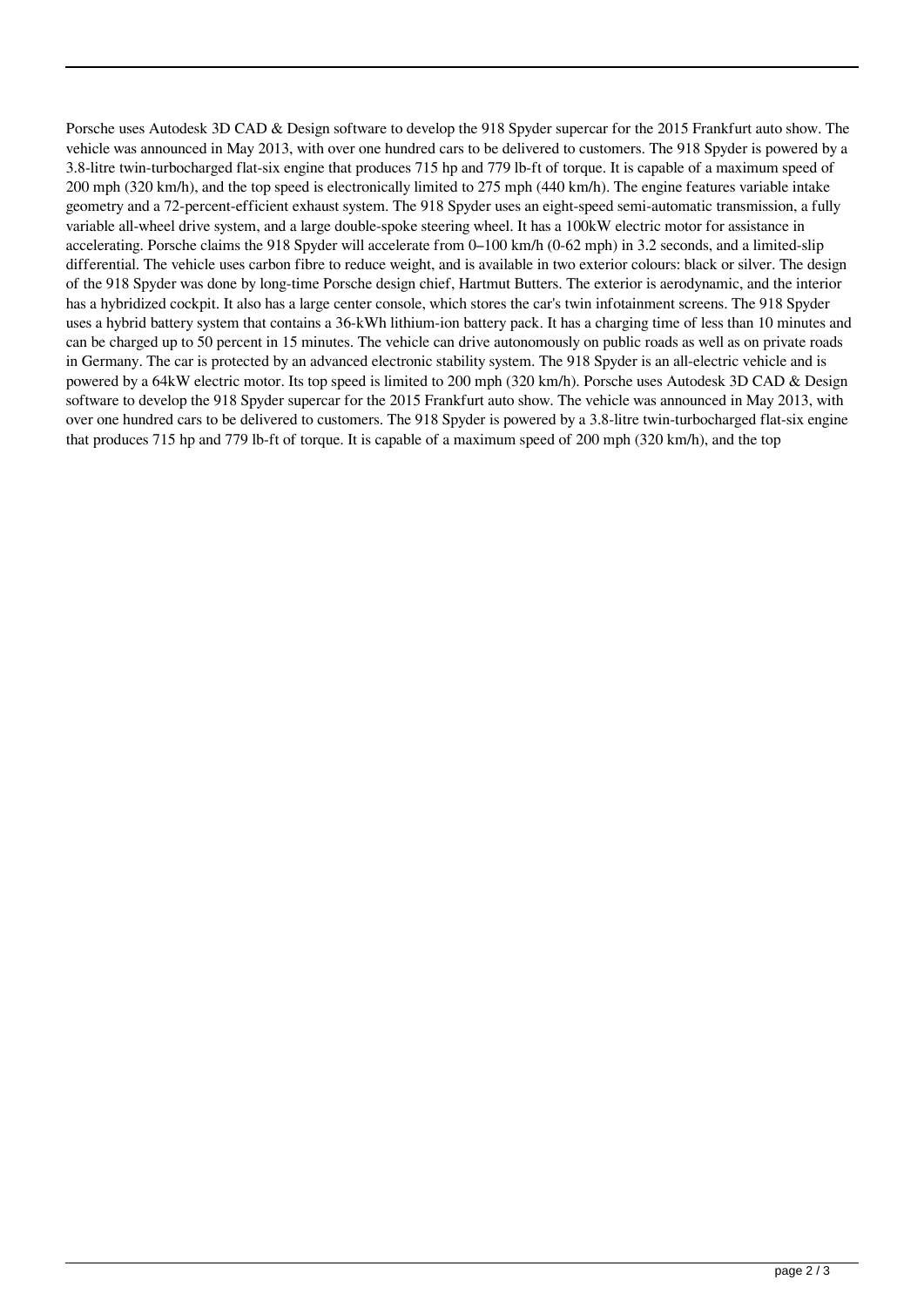Porsche uses Autodesk 3D CAD & Design software to develop the 918 Spyder supercar for the 2015 Frankfurt auto show. The vehicle was announced in May 2013, with over one hundred cars to be delivered to customers. The 918 Spyder is powered by a 3.8-litre twin-turbocharged flat-six engine that produces 715 hp and 779 lb-ft of torque. It is capable of a maximum speed of 200 mph (320 km/h), and the top speed is electronically limited to 275 mph (440 km/h). The engine features variable intake geometry and a 72-percent-efficient exhaust system. The 918 Spyder uses an eight-speed semi-automatic transmission, a fully variable all-wheel drive system, and a large double-spoke steering wheel. It has a 100kW electric motor for assistance in accelerating. Porsche claims the 918 Spyder will accelerate from 0–100 km/h (0-62 mph) in 3.2 seconds, and a limited-slip differential. The vehicle uses carbon fibre to reduce weight, and is available in two exterior colours: black or silver. The design of the 918 Spyder was done by long-time Porsche design chief, Hartmut Butters. The exterior is aerodynamic, and the interior has a hybridized cockpit. It also has a large center console, which stores the car's twin infotainment screens. The 918 Spyder uses a hybrid battery system that contains a 36-kWh lithium-ion battery pack. It has a charging time of less than 10 minutes and can be charged up to 50 percent in 15 minutes. The vehicle can drive autonomously on public roads as well as on private roads in Germany. The car is protected by an advanced electronic stability system. The 918 Spyder is an all-electric vehicle and is powered by a 64kW electric motor. Its top speed is limited to 200 mph (320 km/h). Porsche uses Autodesk 3D CAD & Design software to develop the 918 Spyder supercar for the 2015 Frankfurt auto show. The vehicle was announced in May 2013, with over one hundred cars to be delivered to customers. The 918 Spyder is powered by a 3.8-litre twin-turbocharged flat-six engine that produces 715 hp and 779 lb-ft of torque. It is capable of a maximum speed of 200 mph (320 km/h), and the top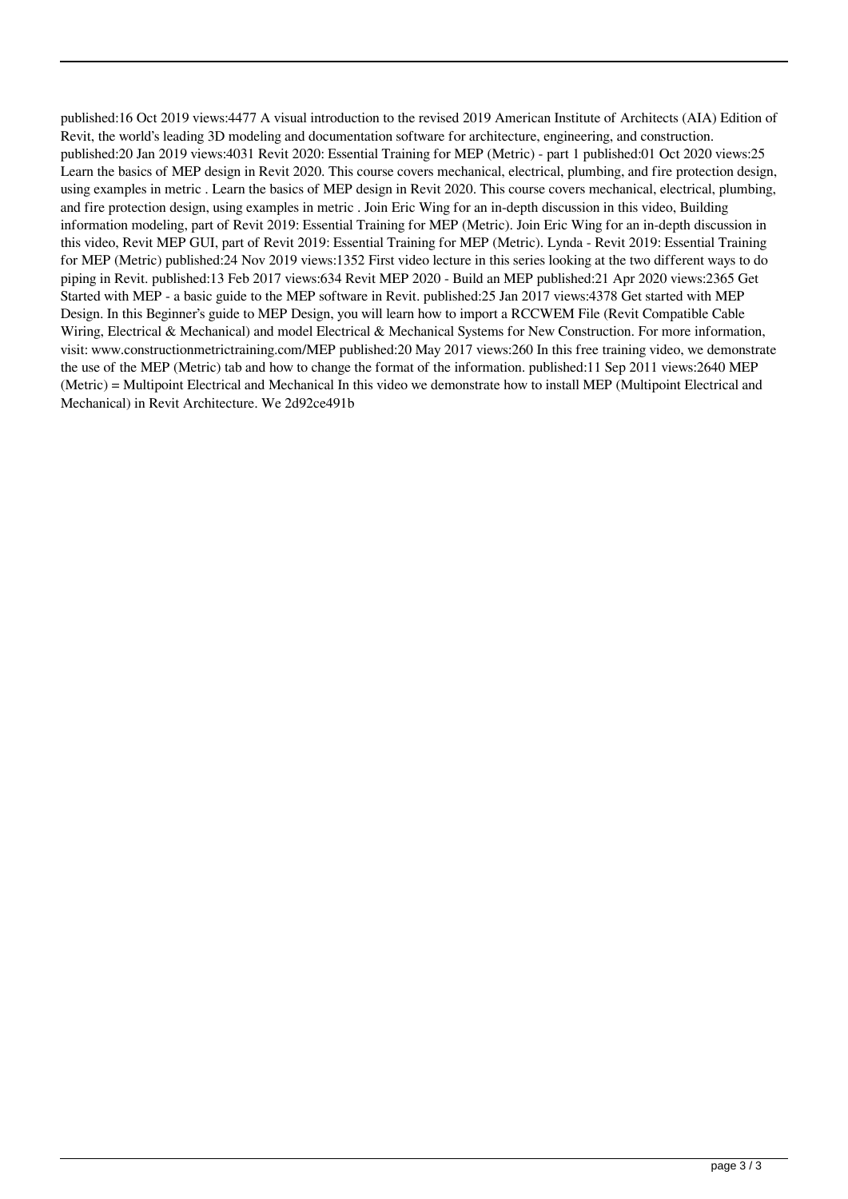published:16 Oct 2019 views:4477 A visual introduction to the revised 2019 American Institute of Architects (AIA) Edition of Revit, the world's leading 3D modeling and documentation software for architecture, engineering, and construction. published:20 Jan 2019 views:4031 Revit 2020: Essential Training for MEP (Metric) - part 1 published:01 Oct 2020 views:25 Learn the basics of MEP design in Revit 2020. This course covers mechanical, electrical, plumbing, and fire protection design, using examples in metric . Learn the basics of MEP design in Revit 2020. This course covers mechanical, electrical, plumbing, and fire protection design, using examples in metric . Join Eric Wing for an in-depth discussion in this video, Building information modeling, part of Revit 2019: Essential Training for MEP (Metric). Join Eric Wing for an in-depth discussion in this video, Revit MEP GUI, part of Revit 2019: Essential Training for MEP (Metric). Lynda - Revit 2019: Essential Training for MEP (Metric) published:24 Nov 2019 views:1352 First video lecture in this series looking at the two different ways to do piping in Revit. published:13 Feb 2017 views:634 Revit MEP 2020 - Build an MEP published:21 Apr 2020 views:2365 Get Started with MEP - a basic guide to the MEP software in Revit. published:25 Jan 2017 views:4378 Get started with MEP Design. In this Beginner's guide to MEP Design, you will learn how to import a RCCWEM File (Revit Compatible Cable Wiring, Electrical & Mechanical) and model Electrical & Mechanical Systems for New Construction. For more information, visit: www.constructionmetrictraining.com/MEP published:20 May 2017 views:260 In this free training video, we demonstrate the use of the MEP (Metric) tab and how to change the format of the information. published:11 Sep 2011 views:2640 MEP (Metric) = Multipoint Electrical and Mechanical In this video we demonstrate how to install MEP (Multipoint Electrical and Mechanical) in Revit Architecture. We 2d92ce491b